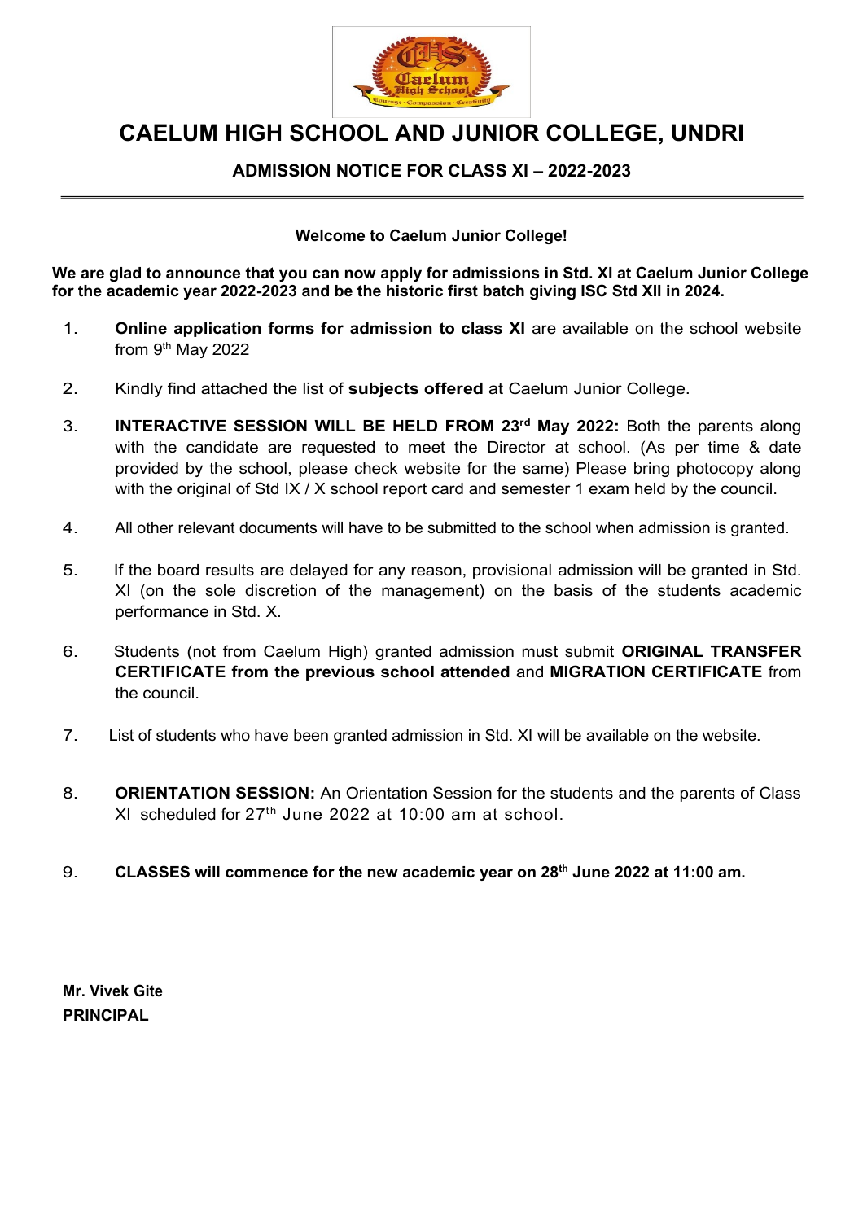# CAELUM HIGH SCHOOL AND JUNIOR COLLEGE, UNDRI

## ADMISSION NOTICE FOR CLASS XI – 2022-2023

---

**Welcome to Caelum Junior College!**

**We are glad to announce that you can now apply for admissions in Std. XI at Caelum Junior College for the academic year 2022-2023 and be the historic first batch giving ISC Std XII in 2024.**

1. **Online application forms for admission to class XI** are available on the school website from 9th May 2022

2. Kindly find attached the list of **subjects offered** at Caelum Junior College.

3. **INTERACTIVE SESSION WILL BE HELD FROM 23rd May 2022:** Both the parents along with the candidate are requested to meet the Director at school. (As per time & date provided by the school, please check website for the same) Please bring photocopy along with the original of Std IX / X school report card and semester 1 exam held by the council.

4. All other relevant documents will have to be submitted to the school when admission is granted.

5. If the board results are delayed for any reason, provisional admission will be granted in Std. XI (on the sole discretion of the management) on the basis of the students academic performance in Std. X.

6. Students (not from Caelum High) granted admission must submit **ORIGINAL TRANSFER CERTIFICATE from the previous school attended** and **MIGRATION CERTIFICATE** from the council.

7. List of students who have been granted admission in Std. XI will be available on the website.

8. **ORIENTATION SESSION:** An Orientation Session for the students and the parents of Class XI scheduled for 27th June 2022 at 10:00 am at school.

9. **CLASSES will commence for the new academic year on 28th June 2022 at 11:00 am.**

**Mr. Vivek Gite**
**PRINCIPAL**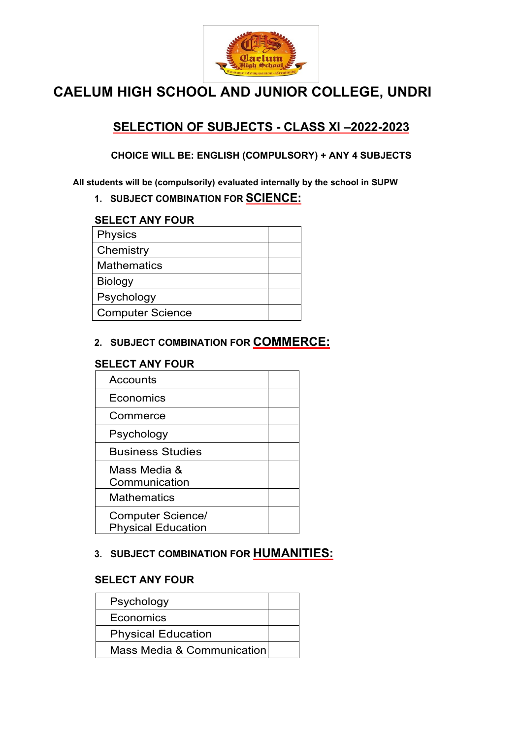# CAELUM HIGH SCHOOL AND JUNIOR COLLEGE, UNDRI

## SELECTION OF SUBJECTS - CLASS XI –2022-2023

**CHOICE WILL BE: ENGLISH (COMPULSORY) + ANY 4 SUBJECTS**

**All students will be (compulsorily) evaluated internally by the school in SUPW**

### 1. SUBJECT COMBINATION FOR SCIENCE:

**SELECT ANY FOUR**

| | |
|---|---|
| Physics | |
| Chemistry | |
| Mathematics | |
| Biology | |
| Psychology | |
| Computer Science | |

### 2. SUBJECT COMBINATION FOR COMMERCE:

**SELECT ANY FOUR**

| | |
|---|---|
| Accounts | |
| Economics | |
| Commerce | |
| Psychology | |
| Business Studies | |
| Mass Media & Communication | |
| Mathematics | |
| Computer Science/ Physical Education | |

### 3. SUBJECT COMBINATION FOR HUMANITIES:

**SELECT ANY FOUR**

| | |
|---|---|
| Psychology | |
| Economics | |
| Physical Education | |
| Mass Media & Communication | |